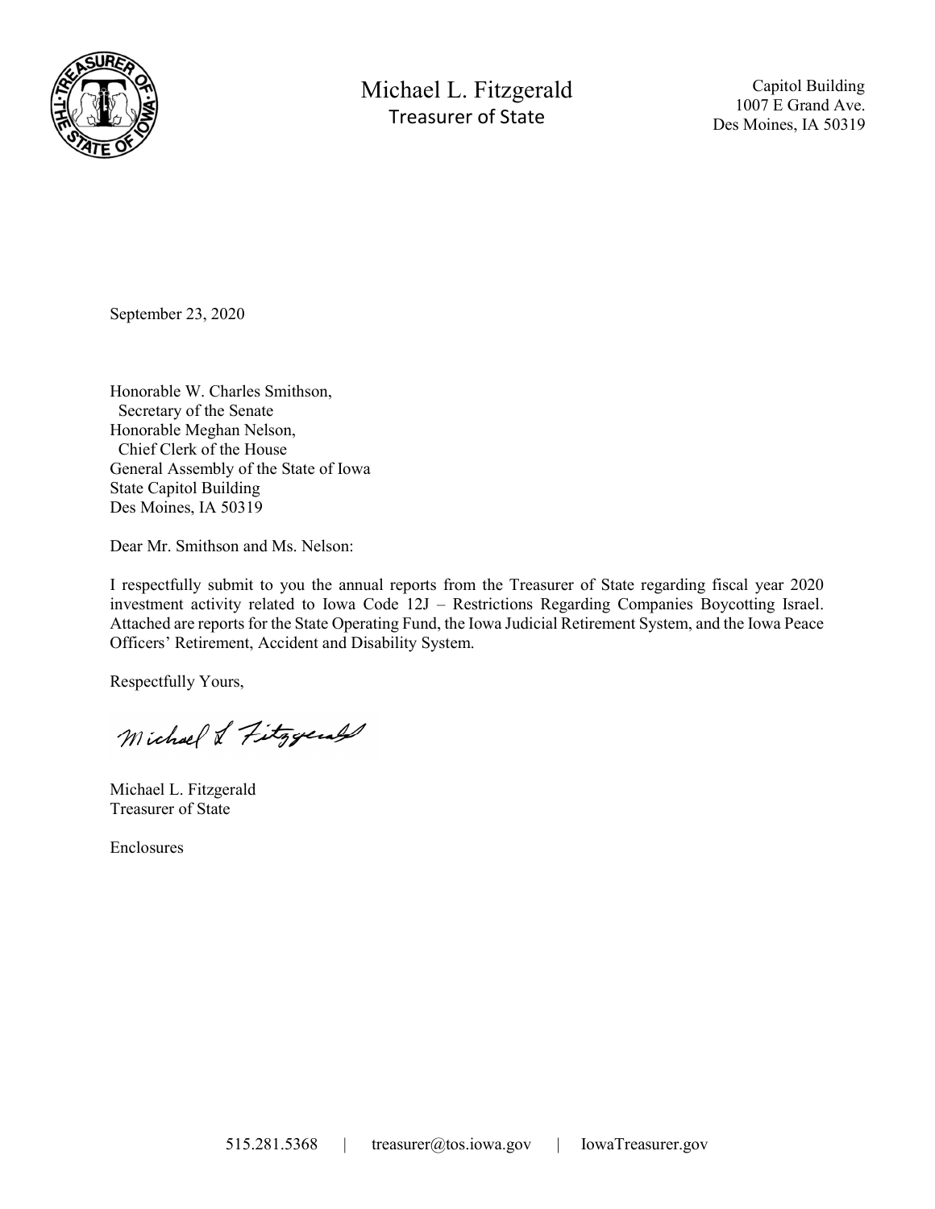Michael L. Fitzgerald
Treasurer of State

Capitol Building
1007 E Grand Ave.
Des Moines, IA 50319

September 23, 2020

Honorable W. Charles Smithson,
Secretary of the Senate
Honorable Meghan Nelson,
Chief Clerk of the House
General Assembly of the State of Iowa
State Capitol Building
Des Moines, IA 50319

Dear Mr. Smithson and Ms. Nelson:

I respectfully submit to you the annual reports from the Treasurer of State regarding fiscal year 2020 investment activity related to Iowa Code 12J – Restrictions Regarding Companies Boycotting Israel. Attached are reports for the State Operating Fund, the Iowa Judicial Retirement System, and the Iowa Peace Officers' Retirement, Accident and Disability System.

Respectfully Yours,

Michael L Fitzgerald

Michael L. Fitzgerald
Treasurer of State

Enclosures

515.281.5368 | treasurer@tos.iowa.gov | IowaTreasurer.gov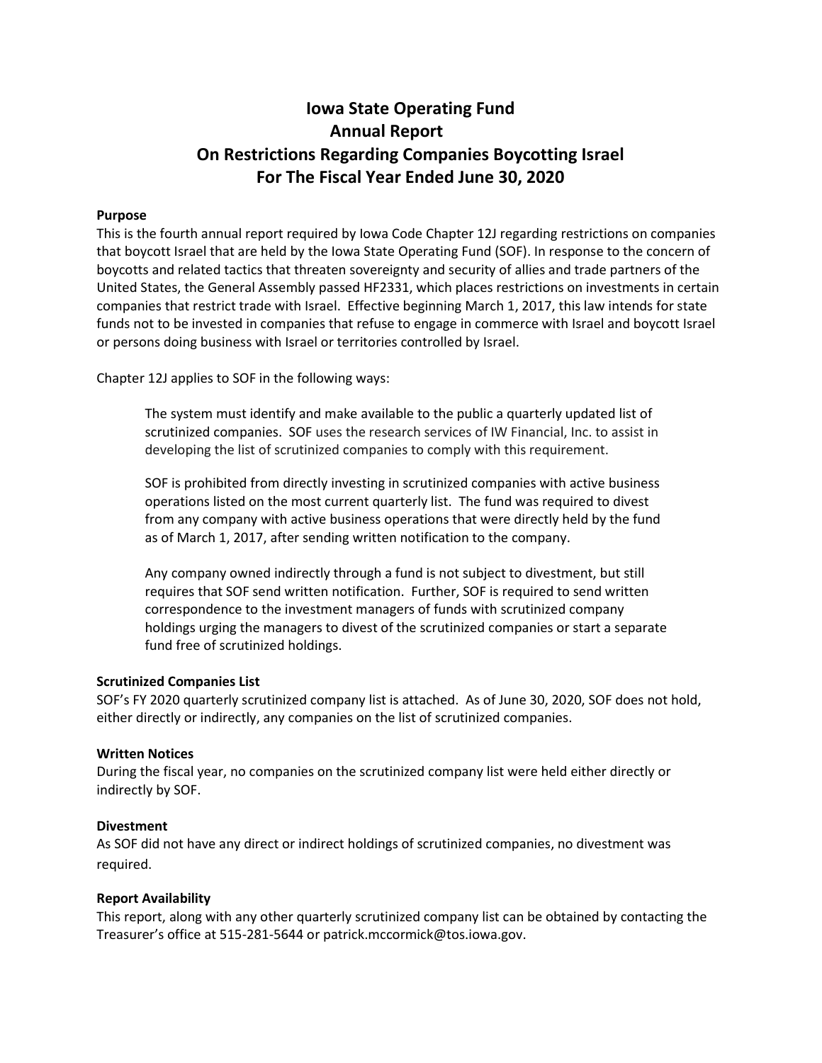# Iowa State Operating Fund Annual Report On Restrictions Regarding Companies Boycotting Israel For The Fiscal Year Ended June 30, 2020

**Purpose**

This is the fourth annual report required by Iowa Code Chapter 12J regarding restrictions on companies that boycott Israel that are held by the Iowa State Operating Fund (SOF). In response to the concern of boycotts and related tactics that threaten sovereignty and security of allies and trade partners of the United States, the General Assembly passed HF2331, which places restrictions on investments in certain companies that restrict trade with Israel. Effective beginning March 1, 2017, this law intends for state funds not to be invested in companies that refuse to engage in commerce with Israel and boycott Israel or persons doing business with Israel or territories controlled by Israel.

Chapter 12J applies to SOF in the following ways:

> The system must identify and make available to the public a quarterly updated list of scrutinized companies. SOF uses the research services of IW Financial, Inc. to assist in developing the list of scrutinized companies to comply with this requirement.
>
> SOF is prohibited from directly investing in scrutinized companies with active business operations listed on the most current quarterly list. The fund was required to divest from any company with active business operations that were directly held by the fund as of March 1, 2017, after sending written notification to the company.
>
> Any company owned indirectly through a fund is not subject to divestment, but still requires that SOF send written notification. Further, SOF is required to send written correspondence to the investment managers of funds with scrutinized company holdings urging the managers to divest of the scrutinized companies or start a separate fund free of scrutinized holdings.

**Scrutinized Companies List**

SOF's FY 2020 quarterly scrutinized company list is attached. As of June 30, 2020, SOF does not hold, either directly or indirectly, any companies on the list of scrutinized companies.

**Written Notices**

During the fiscal year, no companies on the scrutinized company list were held either directly or indirectly by SOF.

**Divestment**

As SOF did not have any direct or indirect holdings of scrutinized companies, no divestment was required.

**Report Availability**

This report, along with any other quarterly scrutinized company list can be obtained by contacting the Treasurer's office at 515-281-5644 or patrick.mccormick@tos.iowa.gov.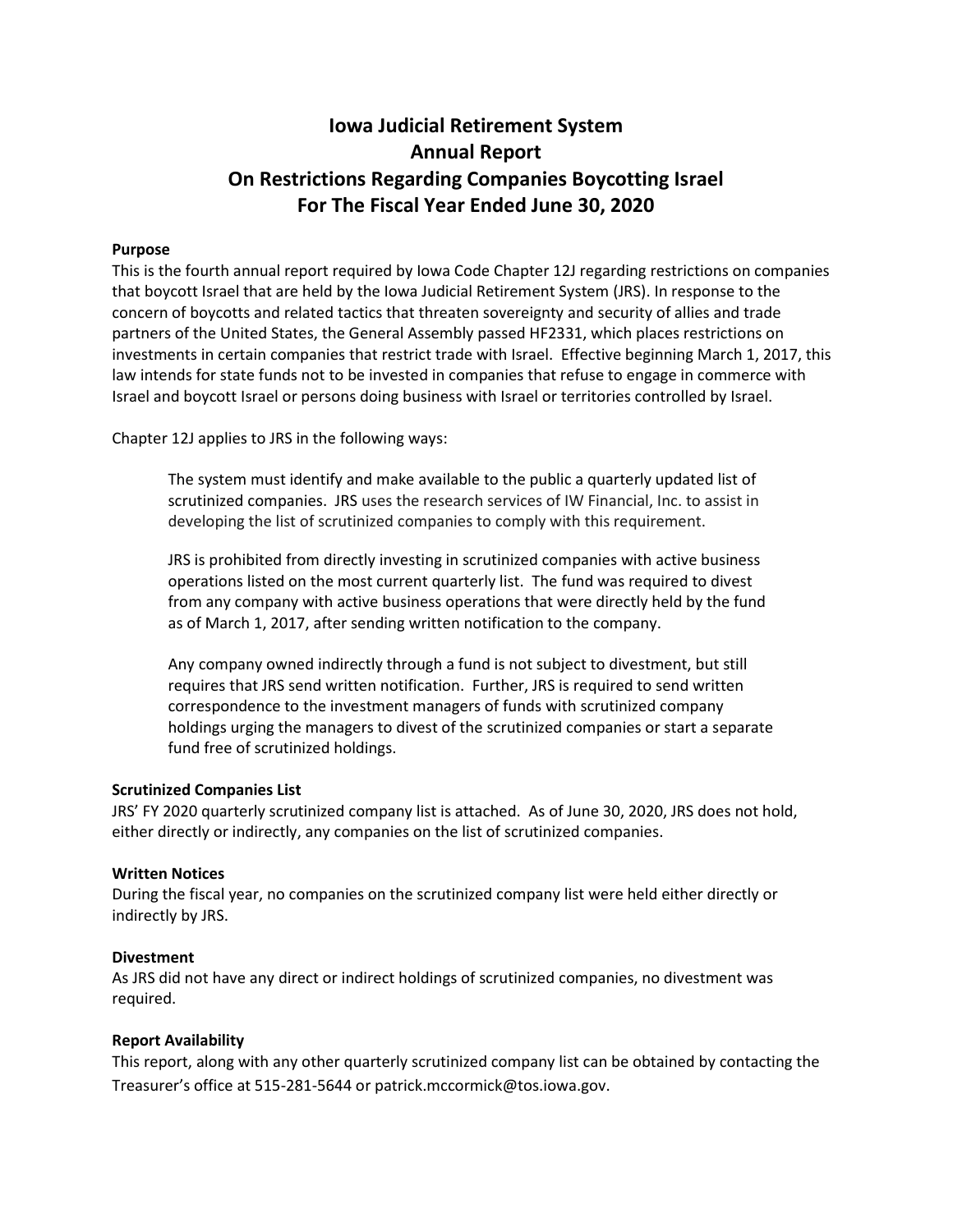# Iowa Judicial Retirement System
# Annual Report
# On Restrictions Regarding Companies Boycotting Israel
# For The Fiscal Year Ended June 30, 2020

**Purpose**

This is the fourth annual report required by Iowa Code Chapter 12J regarding restrictions on companies that boycott Israel that are held by the Iowa Judicial Retirement System (JRS). In response to the concern of boycotts and related tactics that threaten sovereignty and security of allies and trade partners of the United States, the General Assembly passed HF2331, which places restrictions on investments in certain companies that restrict trade with Israel. Effective beginning March 1, 2017, this law intends for state funds not to be invested in companies that refuse to engage in commerce with Israel and boycott Israel or persons doing business with Israel or territories controlled by Israel.

Chapter 12J applies to JRS in the following ways:

> The system must identify and make available to the public a quarterly updated list of scrutinized companies. JRS uses the research services of IW Financial, Inc. to assist in developing the list of scrutinized companies to comply with this requirement.
>
> JRS is prohibited from directly investing in scrutinized companies with active business operations listed on the most current quarterly list. The fund was required to divest from any company with active business operations that were directly held by the fund as of March 1, 2017, after sending written notification to the company.
>
> Any company owned indirectly through a fund is not subject to divestment, but still requires that JRS send written notification. Further, JRS is required to send written correspondence to the investment managers of funds with scrutinized company holdings urging the managers to divest of the scrutinized companies or start a separate fund free of scrutinized holdings.

**Scrutinized Companies List**

JRS' FY 2020 quarterly scrutinized company list is attached. As of June 30, 2020, JRS does not hold, either directly or indirectly, any companies on the list of scrutinized companies.

**Written Notices**

During the fiscal year, no companies on the scrutinized company list were held either directly or indirectly by JRS.

**Divestment**

As JRS did not have any direct or indirect holdings of scrutinized companies, no divestment was required.

**Report Availability**

This report, along with any other quarterly scrutinized company list can be obtained by contacting the Treasurer's office at 515-281-5644 or patrick.mccormick@tos.iowa.gov.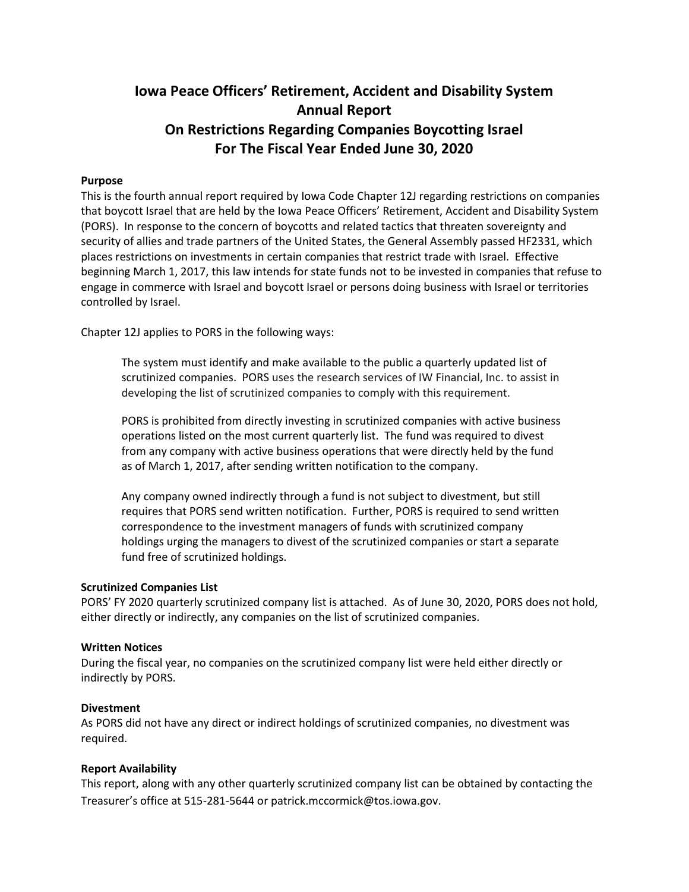# Iowa Peace Officers' Retirement, Accident and Disability System
# Annual Report
# On Restrictions Regarding Companies Boycotting Israel
# For The Fiscal Year Ended June 30, 2020

**Purpose**

This is the fourth annual report required by Iowa Code Chapter 12J regarding restrictions on companies that boycott Israel that are held by the Iowa Peace Officers' Retirement, Accident and Disability System (PORS). In response to the concern of boycotts and related tactics that threaten sovereignty and security of allies and trade partners of the United States, the General Assembly passed HF2331, which places restrictions on investments in certain companies that restrict trade with Israel. Effective beginning March 1, 2017, this law intends for state funds not to be invested in companies that refuse to engage in commerce with Israel and boycott Israel or persons doing business with Israel or territories controlled by Israel.

Chapter 12J applies to PORS in the following ways:

> The system must identify and make available to the public a quarterly updated list of scrutinized companies. PORS uses the research services of IW Financial, Inc. to assist in developing the list of scrutinized companies to comply with this requirement.
>
> PORS is prohibited from directly investing in scrutinized companies with active business operations listed on the most current quarterly list. The fund was required to divest from any company with active business operations that were directly held by the fund as of March 1, 2017, after sending written notification to the company.
>
> Any company owned indirectly through a fund is not subject to divestment, but still requires that PORS send written notification. Further, PORS is required to send written correspondence to the investment managers of funds with scrutinized company holdings urging the managers to divest of the scrutinized companies or start a separate fund free of scrutinized holdings.

**Scrutinized Companies List**

PORS' FY 2020 quarterly scrutinized company list is attached. As of June 30, 2020, PORS does not hold, either directly or indirectly, any companies on the list of scrutinized companies.

**Written Notices**

During the fiscal year, no companies on the scrutinized company list were held either directly or indirectly by PORS.

**Divestment**

As PORS did not have any direct or indirect holdings of scrutinized companies, no divestment was required.

**Report Availability**

This report, along with any other quarterly scrutinized company list can be obtained by contacting the Treasurer's office at 515-281-5644 or patrick.mccormick@tos.iowa.gov.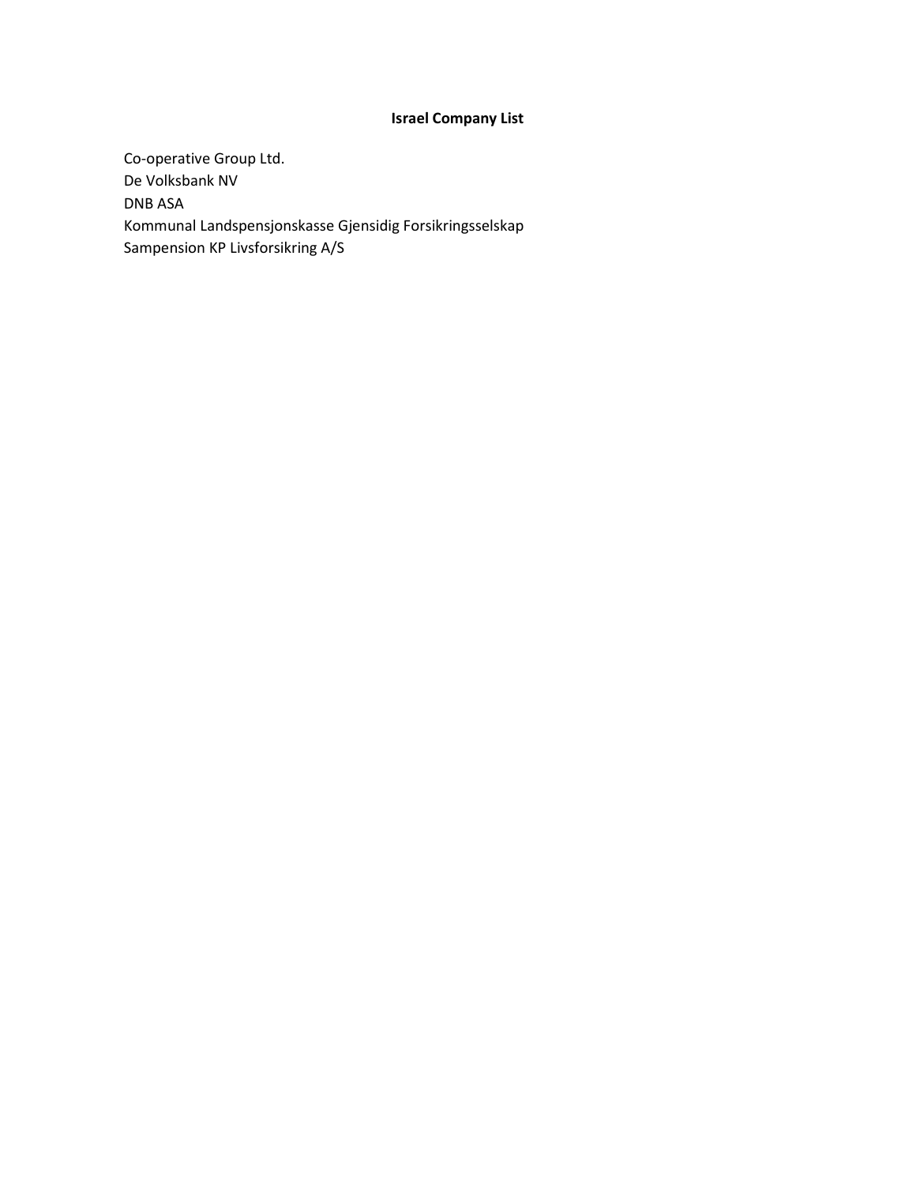**Israel Company List**

Co-operative Group Ltd.
De Volksbank NV
DNB ASA
Kommunal Landspensjonskasse Gjensidig Forsikringsselskap
Sampension KP Livsforsikring A/S